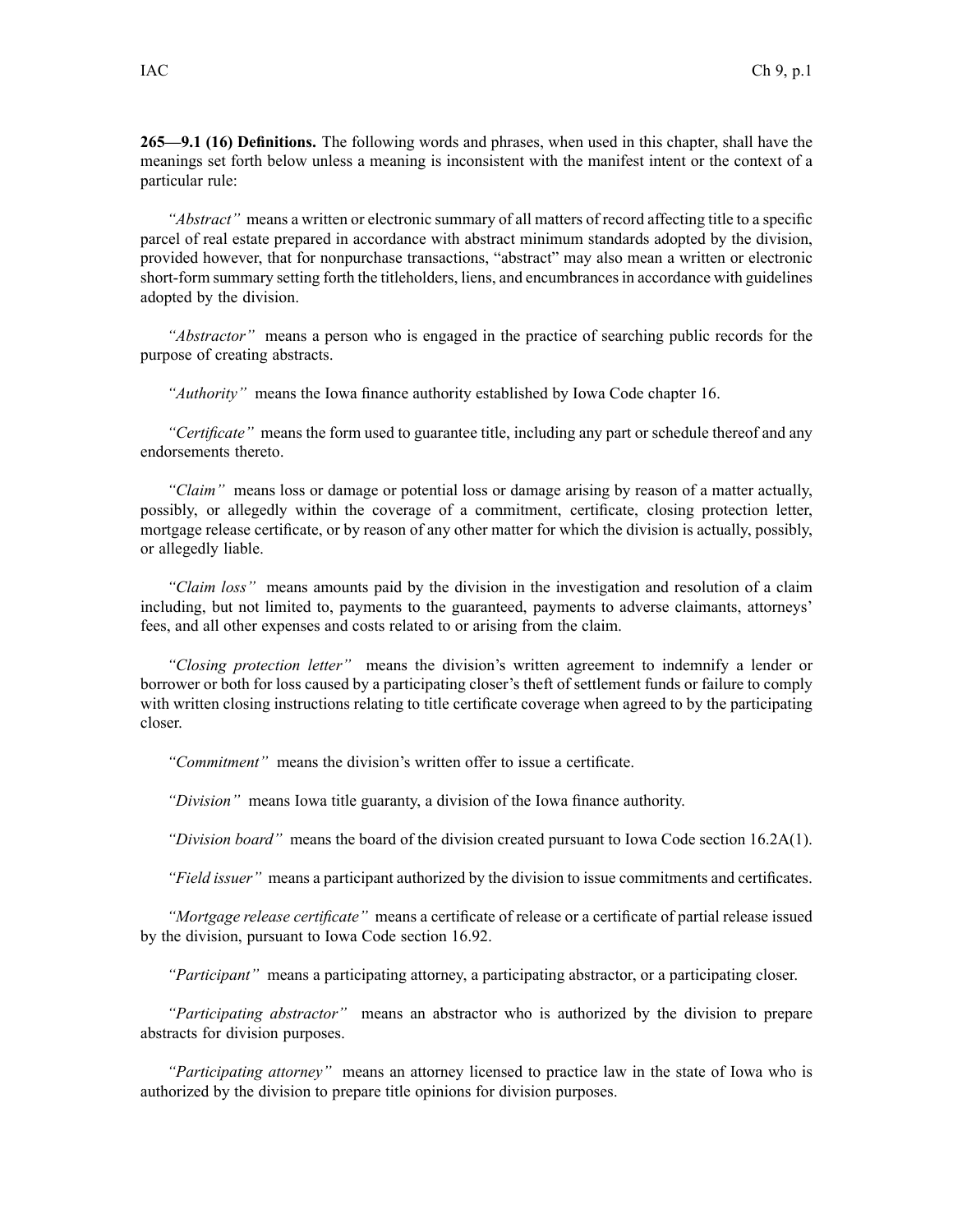**265—9.1 (16) Definitions.** The following words and phrases, when used in this chapter, shall have the meanings set forth below unless a meaning is inconsistent with the manifest intent or the context of a particular rule:

*"Abstract"* means a written or electronic summary of all matters of record affecting title to a specific parcel of real estate prepared in accordance with abstract minimum standards adopted by the division, provided however, that for nonpurchase transactions, "abstract" may also mean a written or electronic short-form summary setting forth the titleholders, liens, and encumbrances in accordance with guidelines adopted by the division.

*"Abstractor"* means a person who is engaged in the practice of searching public records for the purpose of creating abstracts.

*"Authority"* means the Iowa finance authority established by Iowa Code chapter 16.

*"Certificate"* means the form used to guarantee title, including any part or schedule thereof and any endorsements thereto.

*"Claim"* means loss or damage or potential loss or damage arising by reason of a matter actually, possibly, or allegedly within the coverage of a commitment, certificate, closing protection letter, mortgage release certificate, or by reason of any other matter for which the division is actually, possibly, or allegedly liable.

*"Claim loss"* means amounts paid by the division in the investigation and resolution of a claim including, but not limited to, payments to the guaranteed, payments to adverse claimants, attorneys' fees, and all other expenses and costs related to or arising from the claim.

*"Closing protection letter"* means the division's written agreement to indemnify a lender or borrower or both for loss caused by a participating closer's theft of settlement funds or failure to comply with written closing instructions relating to title certificate coverage when agreed to by the participating closer.

*"Commitment"* means the division's written offer to issue a certificate.

*"Division"* means Iowa title guaranty, a division of the Iowa finance authority.

*"Division board"* means the board of the division created pursuant to Iowa Code section 16.2A(1).

*"Field issuer"* means a participant authorized by the division to issue commitments and certificates.

*"Mortgage release certificate"* means a certificate of release or a certificate of partial release issued by the division, pursuant to Iowa Code section 16.92.

*"Participant"* means a participating attorney, a participating abstractor, or a participating closer.

*"Participating abstractor"* means an abstractor who is authorized by the division to prepare abstracts for division purposes.

*"Participating attorney"* means an attorney licensed to practice law in the state of Iowa who is authorized by the division to prepare title opinions for division purposes.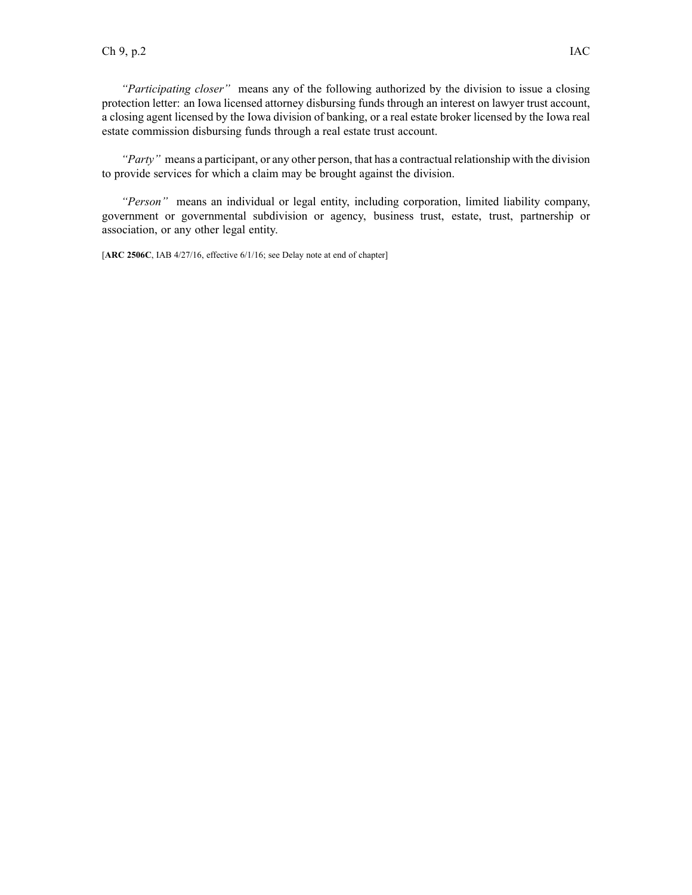*"Participating closer"* means any of the following authorized by the division to issue a closing protection letter: an Iowa licensed attorney disbursing funds through an interest on lawyer trust account, a closing agent licensed by the Iowa division of banking, or a real estate broker licensed by the Iowa real estate commission disbursing funds through a real estate trust account.

*"Party"* means a participant, or any other person, that has a contractual relationship with the division to provide services for which a claim may be brought against the division.

*"Person"* means an individual or legal entity, including corporation, limited liability company, government or governmental subdivision or agency, business trust, estate, trust, partnership or association, or any other legal entity.

[**ARC 2506C**, IAB 4/27/16, effective 6/1/16; see Delay note at end of chapter]